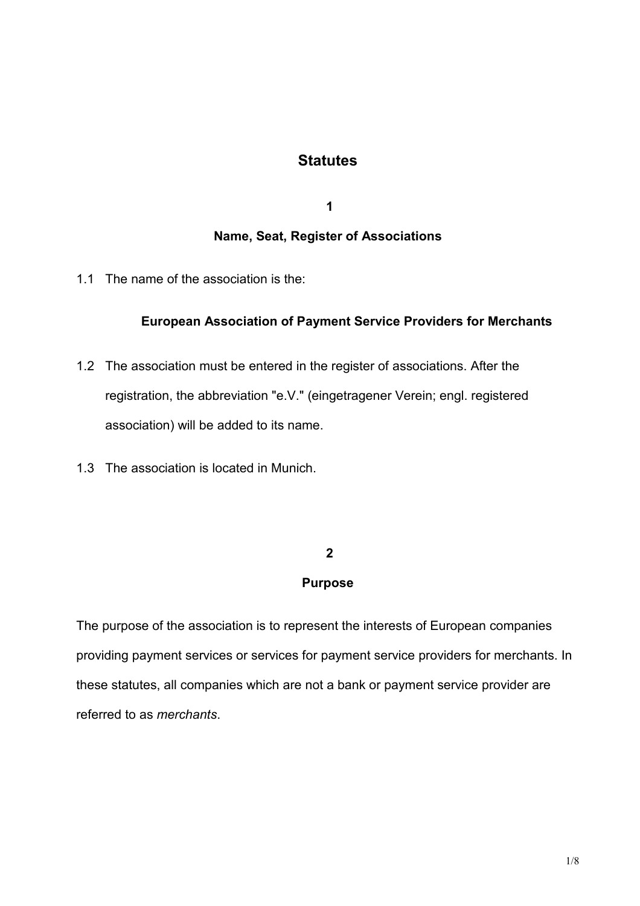# Statutes

## 1

## Name, Seat, Register of Associations

1.1 The name of the association is the:

**European Association of Payment Service Providers for Merchants**

1.2 The association must be entered in the register of associations. After the registration, the abbreviation "e.V." (eingetragener Verein; engl. registered association) will be added to its name.

1.3 The association is located in Munich.

## 2

## Purpose

The purpose of the association is to represent the interests of European companies providing payment services or services for payment service providers for merchants. In these statutes, all companies which are not a bank or payment service provider are referred to as *merchants*.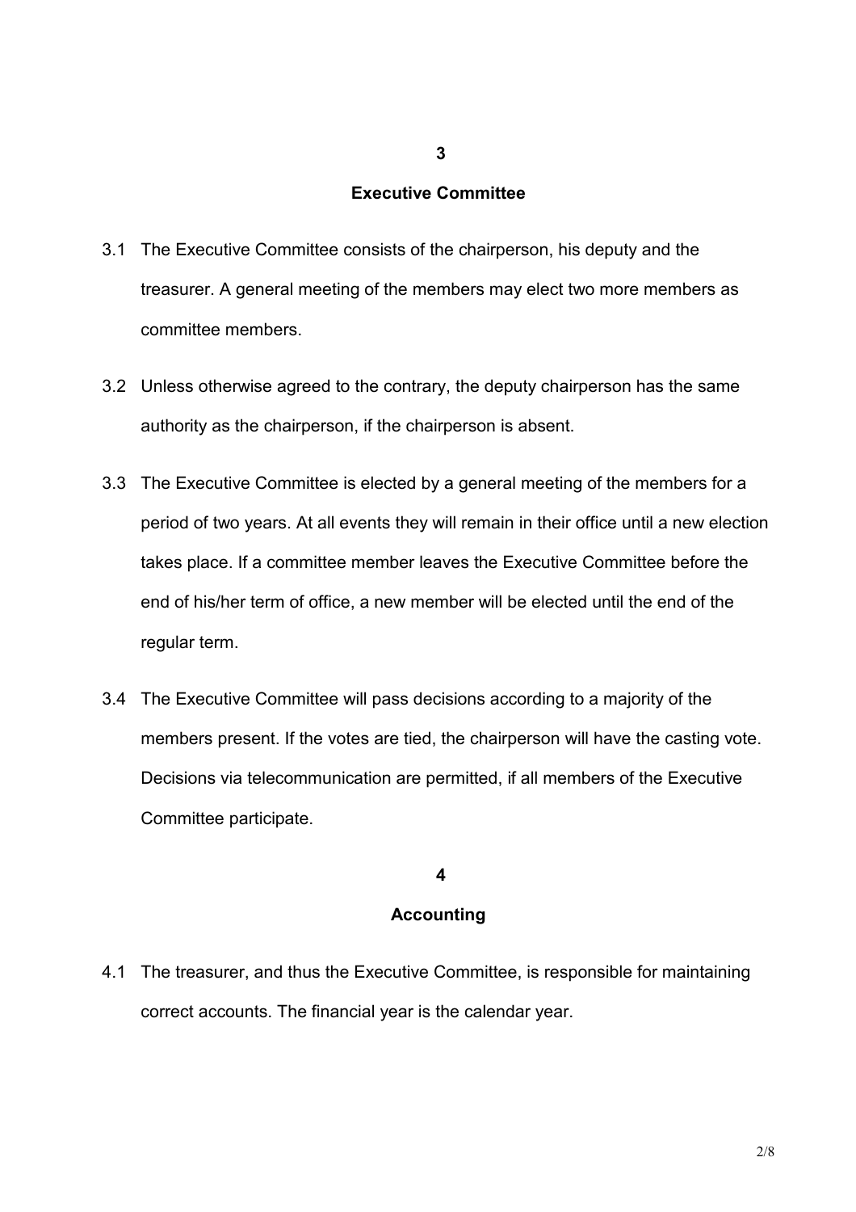## 3

## Executive Committee

3.1 The Executive Committee consists of the chairperson, his deputy and the treasurer. A general meeting of the members may elect two more members as committee members.

3.2 Unless otherwise agreed to the contrary, the deputy chairperson has the same authority as the chairperson, if the chairperson is absent.

3.3 The Executive Committee is elected by a general meeting of the members for a period of two years. At all events they will remain in their office until a new election takes place. If a committee member leaves the Executive Committee before the end of his/her term of office, a new member will be elected until the end of the regular term.

3.4 The Executive Committee will pass decisions according to a majority of the members present. If the votes are tied, the chairperson will have the casting vote. Decisions via telecommunication are permitted, if all members of the Executive Committee participate.

## 4

## Accounting

4.1 The treasurer, and thus the Executive Committee, is responsible for maintaining correct accounts. The financial year is the calendar year.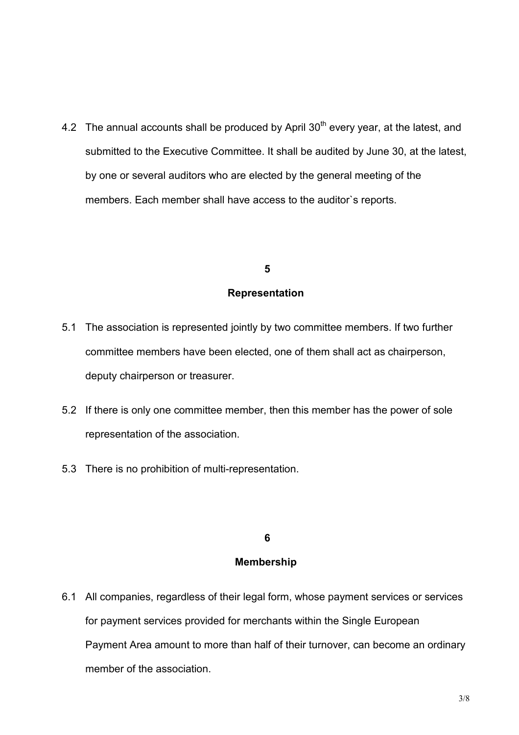4.2 The annual accounts shall be produced by April 30th every year, at the latest, and submitted to the Executive Committee. It shall be audited by June 30, at the latest, by one or several auditors who are elected by the general meeting of the members. Each member shall have access to the auditor`s reports.

## 5

## Representation

5.1 The association is represented jointly by two committee members. If two further committee members have been elected, one of them shall act as chairperson, deputy chairperson or treasurer.

5.2 If there is only one committee member, then this member has the power of sole representation of the association.

5.3 There is no prohibition of multi-representation.

## 6

## Membership

6.1 All companies, regardless of their legal form, whose payment services or services for payment services provided for merchants within the Single European Payment Area amount to more than half of their turnover, can become an ordinary member of the association.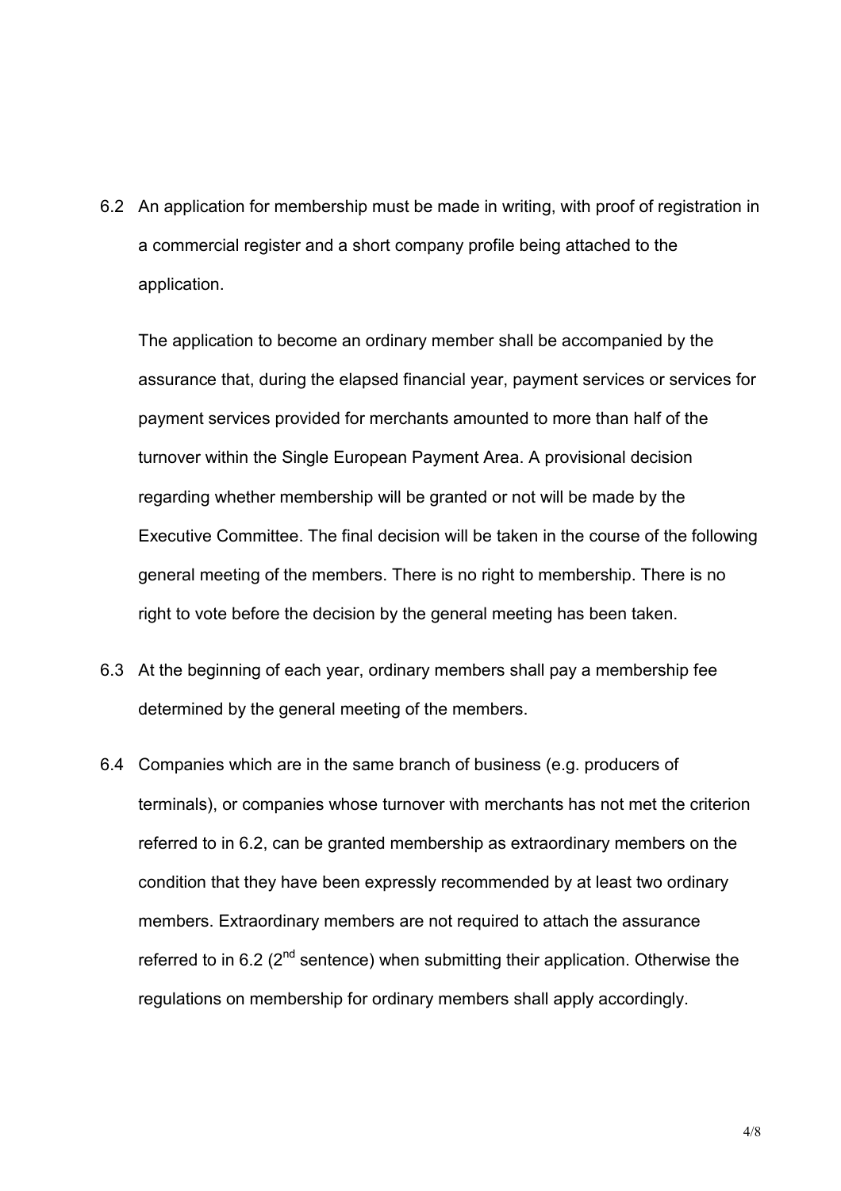6.2 An application for membership must be made in writing, with proof of registration in a commercial register and a short company profile being attached to the application.

The application to become an ordinary member shall be accompanied by the assurance that, during the elapsed financial year, payment services or services for payment services provided for merchants amounted to more than half of the turnover within the Single European Payment Area. A provisional decision regarding whether membership will be granted or not will be made by the Executive Committee. The final decision will be taken in the course of the following general meeting of the members. There is no right to membership. There is no right to vote before the decision by the general meeting has been taken.

6.3 At the beginning of each year, ordinary members shall pay a membership fee determined by the general meeting of the members.

6.4 Companies which are in the same branch of business (e.g. producers of terminals), or companies whose turnover with merchants has not met the criterion referred to in 6.2, can be granted membership as extraordinary members on the condition that they have been expressly recommended by at least two ordinary members. Extraordinary members are not required to attach the assurance referred to in 6.2 (2nd sentence) when submitting their application. Otherwise the regulations on membership for ordinary members shall apply accordingly.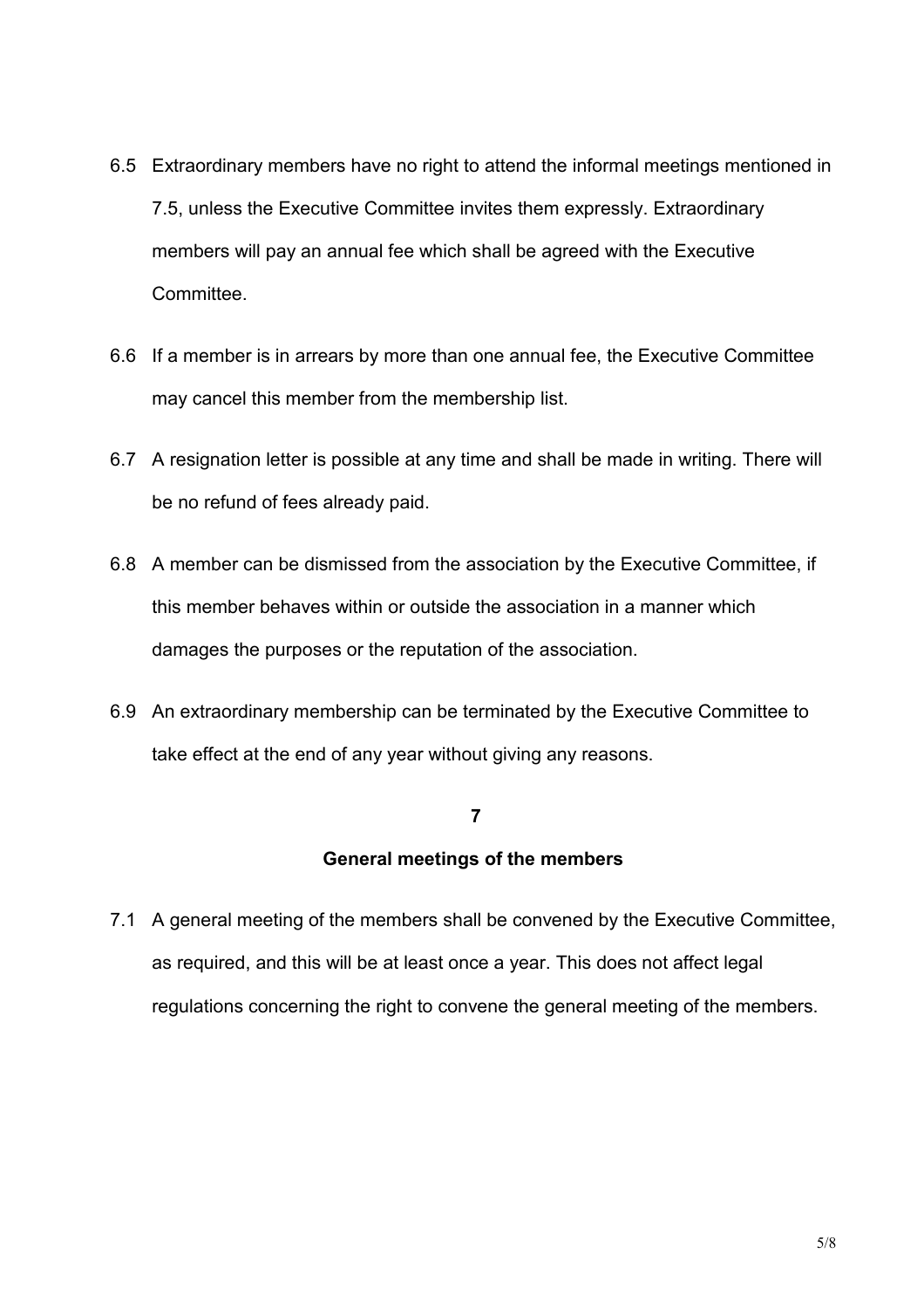6.5 Extraordinary members have no right to attend the informal meetings mentioned in 7.5, unless the Executive Committee invites them expressly. Extraordinary members will pay an annual fee which shall be agreed with the Executive Committee.

6.6 If a member is in arrears by more than one annual fee, the Executive Committee may cancel this member from the membership list.

6.7 A resignation letter is possible at any time and shall be made in writing. There will be no refund of fees already paid.

6.8 A member can be dismissed from the association by the Executive Committee, if this member behaves within or outside the association in a manner which damages the purposes or the reputation of the association.

6.9 An extraordinary membership can be terminated by the Executive Committee to take effect at the end of any year without giving any reasons.

## 7

## General meetings of the members

7.1 A general meeting of the members shall be convened by the Executive Committee, as required, and this will be at least once a year. This does not affect legal regulations concerning the right to convene the general meeting of the members.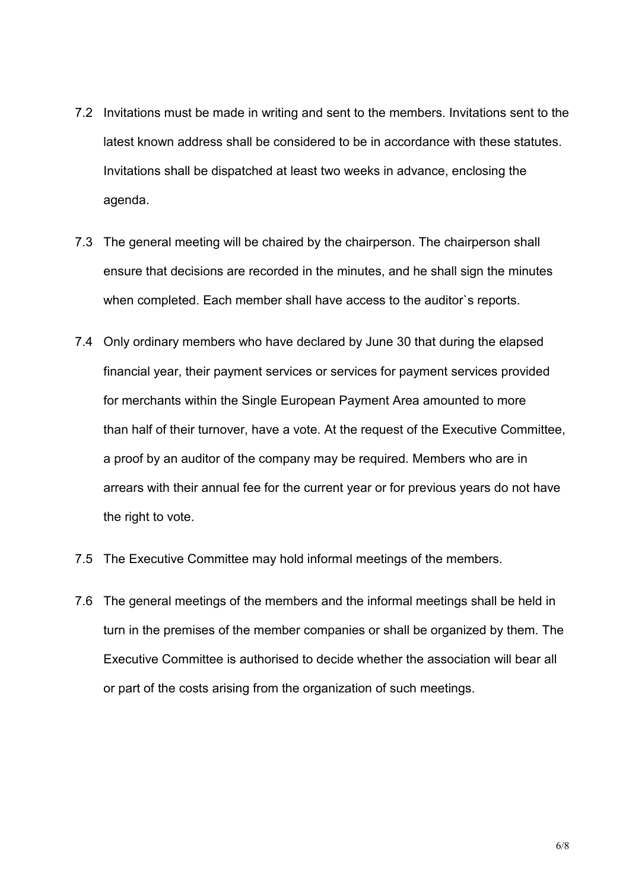7.2 Invitations must be made in writing and sent to the members. Invitations sent to the latest known address shall be considered to be in accordance with these statutes. Invitations shall be dispatched at least two weeks in advance, enclosing the agenda.

7.3 The general meeting will be chaired by the chairperson. The chairperson shall ensure that decisions are recorded in the minutes, and he shall sign the minutes when completed. Each member shall have access to the auditor`s reports.

7.4 Only ordinary members who have declared by June 30 that during the elapsed financial year, their payment services or services for payment services provided for merchants within the Single European Payment Area amounted to more than half of their turnover, have a vote. At the request of the Executive Committee, a proof by an auditor of the company may be required. Members who are in arrears with their annual fee for the current year or for previous years do not have the right to vote.

7.5 The Executive Committee may hold informal meetings of the members.

7.6 The general meetings of the members and the informal meetings shall be held in turn in the premises of the member companies or shall be organized by them. The Executive Committee is authorised to decide whether the association will bear all or part of the costs arising from the organization of such meetings.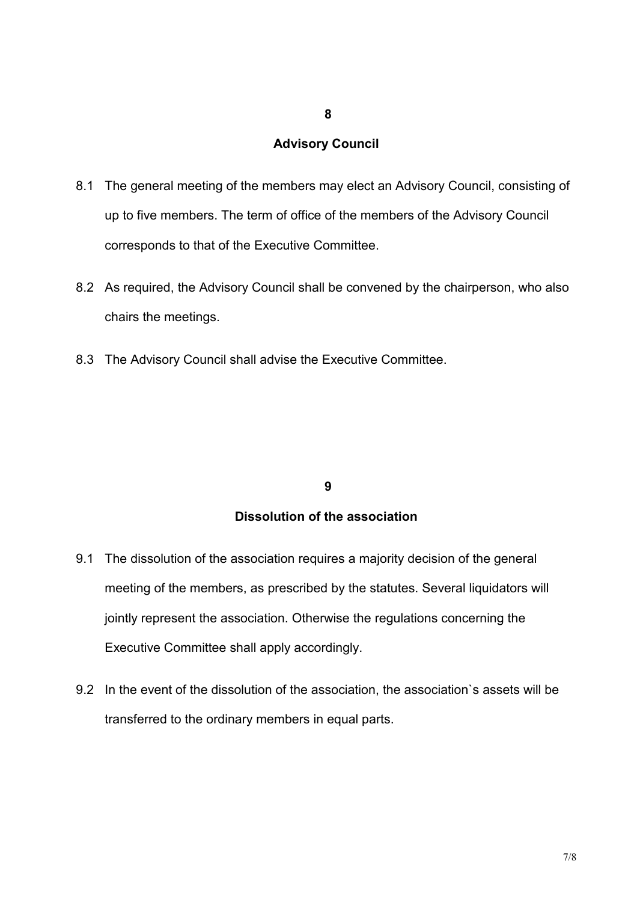## 8

## Advisory Council

8.1 The general meeting of the members may elect an Advisory Council, consisting of up to five members. The term of office of the members of the Advisory Council corresponds to that of the Executive Committee.

8.2 As required, the Advisory Council shall be convened by the chairperson, who also chairs the meetings.

8.3 The Advisory Council shall advise the Executive Committee.

## 9

## Dissolution of the association

9.1 The dissolution of the association requires a majority decision of the general meeting of the members, as prescribed by the statutes. Several liquidators will jointly represent the association. Otherwise the regulations concerning the Executive Committee shall apply accordingly.

9.2 In the event of the dissolution of the association, the association`s assets will be transferred to the ordinary members in equal parts.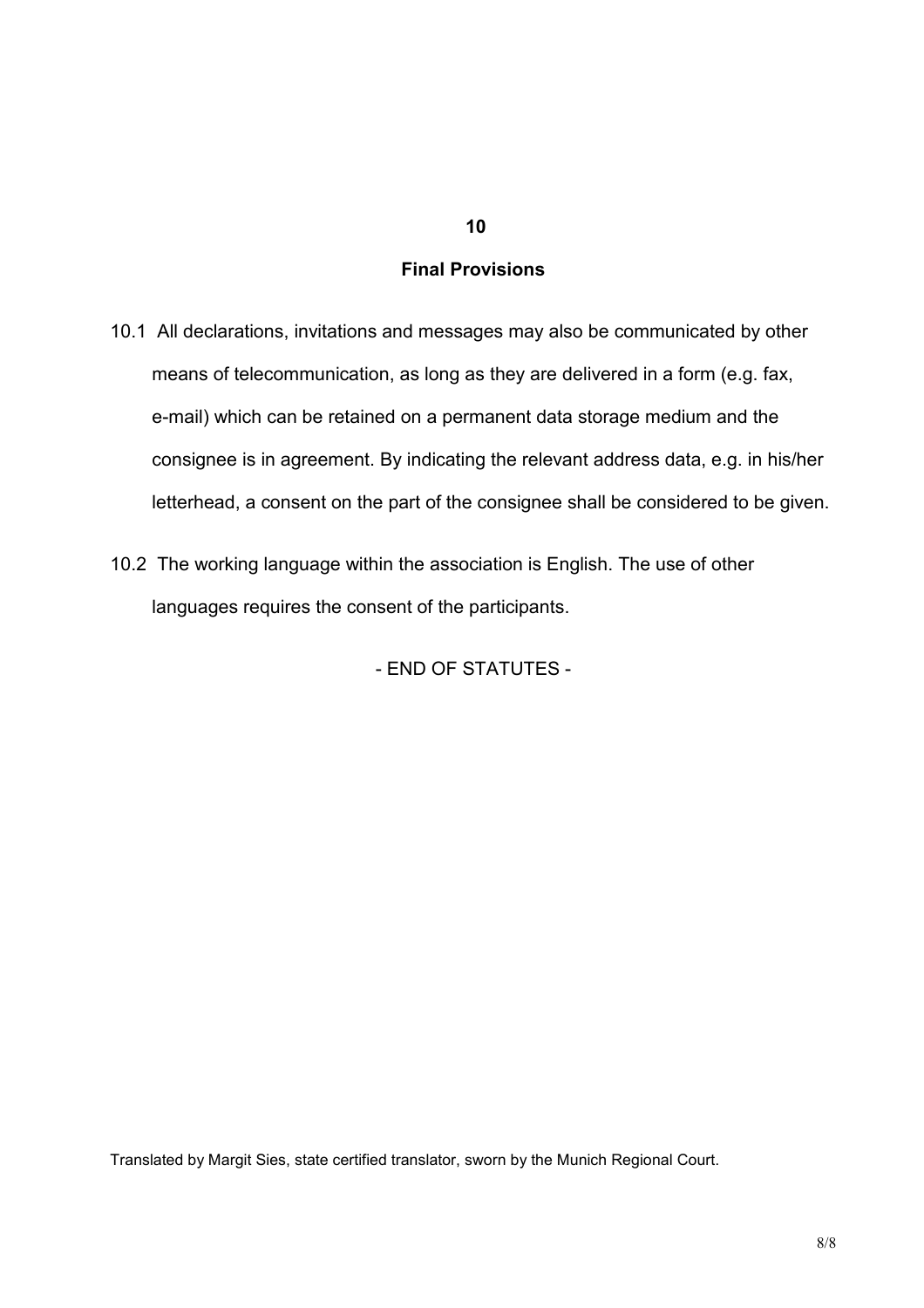## 10

## Final Provisions

10.1 All declarations, invitations and messages may also be communicated by other means of telecommunication, as long as they are delivered in a form (e.g. fax, e-mail) which can be retained on a permanent data storage medium and the consignee is in agreement. By indicating the relevant address data, e.g. in his/her letterhead, a consent on the part of the consignee shall be considered to be given.

10.2 The working language within the association is English. The use of other languages requires the consent of the participants.

- END OF STATUTES -

Translated by Margit Sies, state certified translator, sworn by the Munich Regional Court.